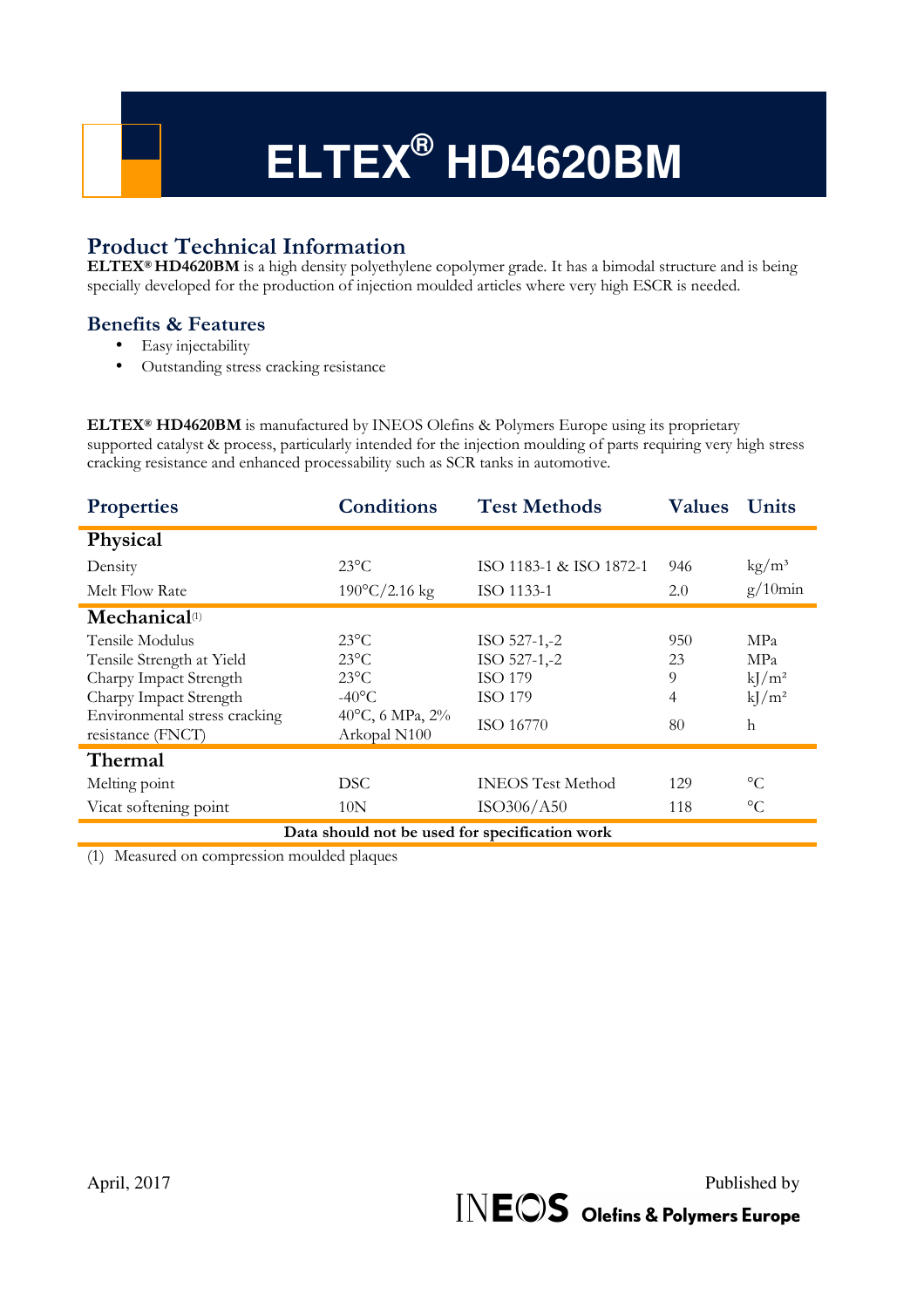# ELTEX® HD4620BM

## Product Technical Information

**ELTEX® HD4620BM** is a high density polyethylene copolymer grade. It has a bimodal structure and is being specially developed for the production of injection moulded articles where very high ESCR is needed.

## Benefits & Features

- Easy injectability
- Outstanding stress cracking resistance

**ELTEX® HD4620BM** is manufactured by INEOS Olefins & Polymers Europe using its proprietary supported catalyst & process, particularly intended for the injection moulding of parts requiring very high stress cracking resistance and enhanced processability such as SCR tanks in automotive.

| Properties | Conditions | Test Methods | Values | Units |
|---|---|---|---|---|
| **Physical** | | | | |
| Density | 23°C | ISO 1183-1 & ISO 1872-1 | 946 | $kg/m^3$ |
| Melt Flow Rate | 190°C/2.16 kg | ISO 1133-1 | 2.0 | g/10min |
| **Mechanical**(1) | | | | |
| Tensile Modulus | 23°C | ISO 527-1,-2 | 950 | MPa |
| Tensile Strength at Yield | 23°C | ISO 527-1,-2 | 23 | MPa |
| Charpy Impact Strength | 23°C | ISO 179 | 9 | $kJ/m^2$ |
| Charpy Impact Strength | -40°C | ISO 179 | 4 | $kJ/m^2$ |
| Environmental stress cracking resistance (FNCT) | 40°C, 6 MPa, 2% Arkopal N100 | ISO 16770 | 80 | h |
| **Thermal** | | | | |
| Melting point | DSC | INEOS Test Method | 129 | °C |
| Vicat softening point | 10N | ISO306/A50 | 118 | °C |
| **Data should not be used for specification work** | | | | |

(1) Measured on compression moulded plaques

April, 2017

Published by INEOS Olefins & Polymers Europe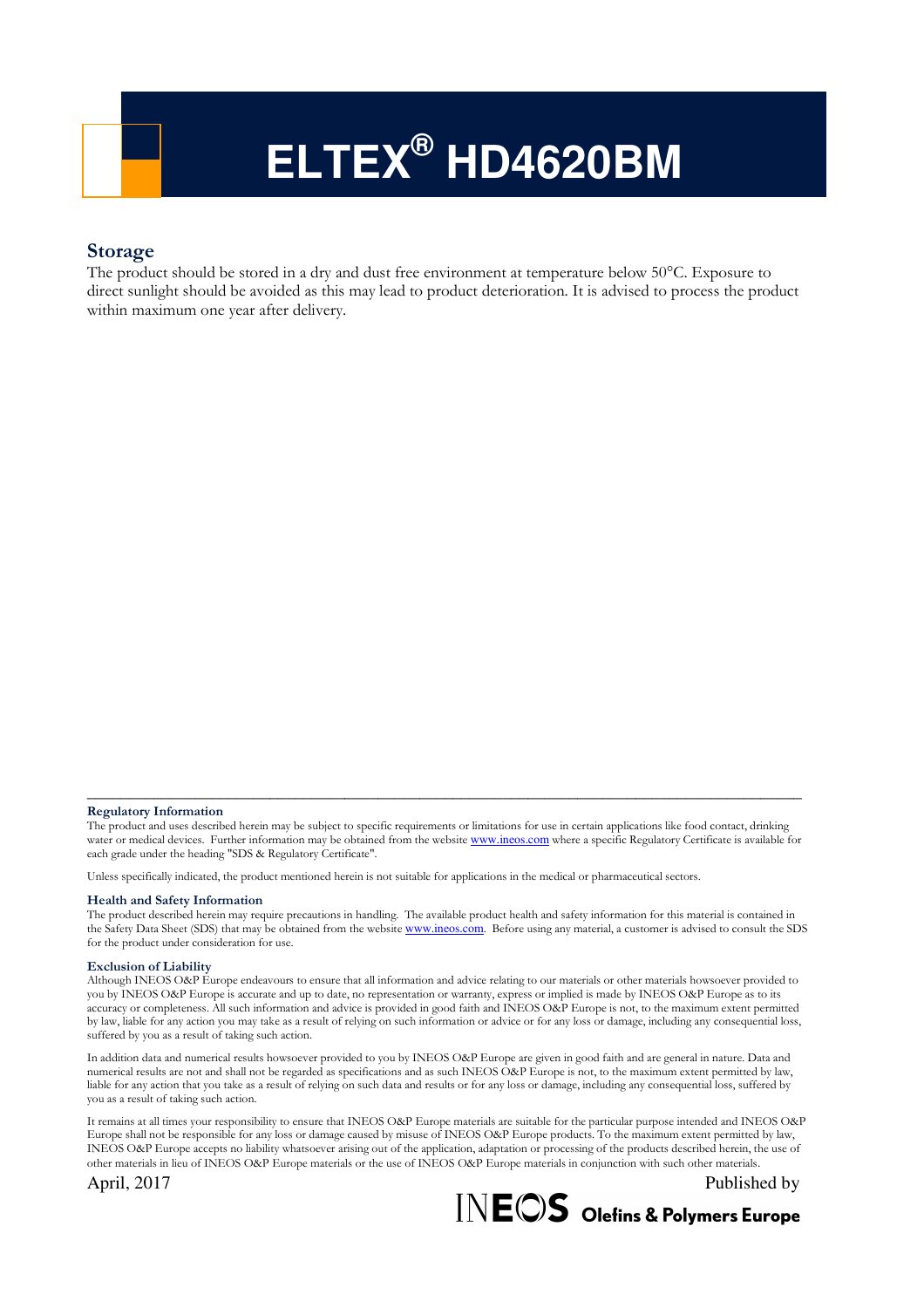# ELTEX® HD4620BM

## Storage

The product should be stored in a dry and dust free environment at temperature below 50°C. Exposure to direct sunlight should be avoided as this may lead to product deterioration. It is advised to process the product within maximum one year after delivery.

---

### Regulatory Information

The product and uses described herein may be subject to specific requirements or limitations for use in certain applications like food contact, drinking water or medical devices. Further information may be obtained from the website www.ineos.com where a specific Regulatory Certificate is available for each grade under the heading "SDS & Regulatory Certificate".

Unless specifically indicated, the product mentioned herein is not suitable for applications in the medical or pharmaceutical sectors.

### Health and Safety Information

The product described herein may require precautions in handling. The available product health and safety information for this material is contained in the Safety Data Sheet (SDS) that may be obtained from the website www.ineos.com. Before using any material, a customer is advised to consult the SDS for the product under consideration for use.

### Exclusion of Liability

Although INEOS O&P Europe endeavours to ensure that all information and advice relating to our materials or other materials howsoever provided to you by INEOS O&P Europe is accurate and up to date, no representation or warranty, express or implied is made by INEOS O&P Europe as to its accuracy or completeness. All such information and advice is provided in good faith and INEOS O&P Europe is not, to the maximum extent permitted by law, liable for any action you may take as a result of relying on such information or advice or for any loss or damage, including any consequential loss, suffered by you as a result of taking such action.

In addition data and numerical results howsoever provided to you by INEOS O&P Europe are given in good faith and are general in nature. Data and numerical results are not and shall not be regarded as specifications and as such INEOS O&P Europe is not, to the maximum extent permitted by law, liable for any action that you take as a result of relying on such data and results or for any loss or damage, including any consequential loss, suffered by you as a result of taking such action.

It remains at all times your responsibility to ensure that INEOS O&P Europe materials are suitable for the particular purpose intended and INEOS O&P Europe shall not be responsible for any loss or damage caused by misuse of INEOS O&P Europe products. To the maximum extent permitted by law, INEOS O&P Europe accepts no liability whatsoever arising out of the application, adaptation or processing of the products described herein, the use of other materials in lieu of INEOS O&P Europe materials or the use of INEOS O&P Europe materials in conjunction with such other materials.

April, 2017

Published by

INEOS Olefins & Polymers Europe